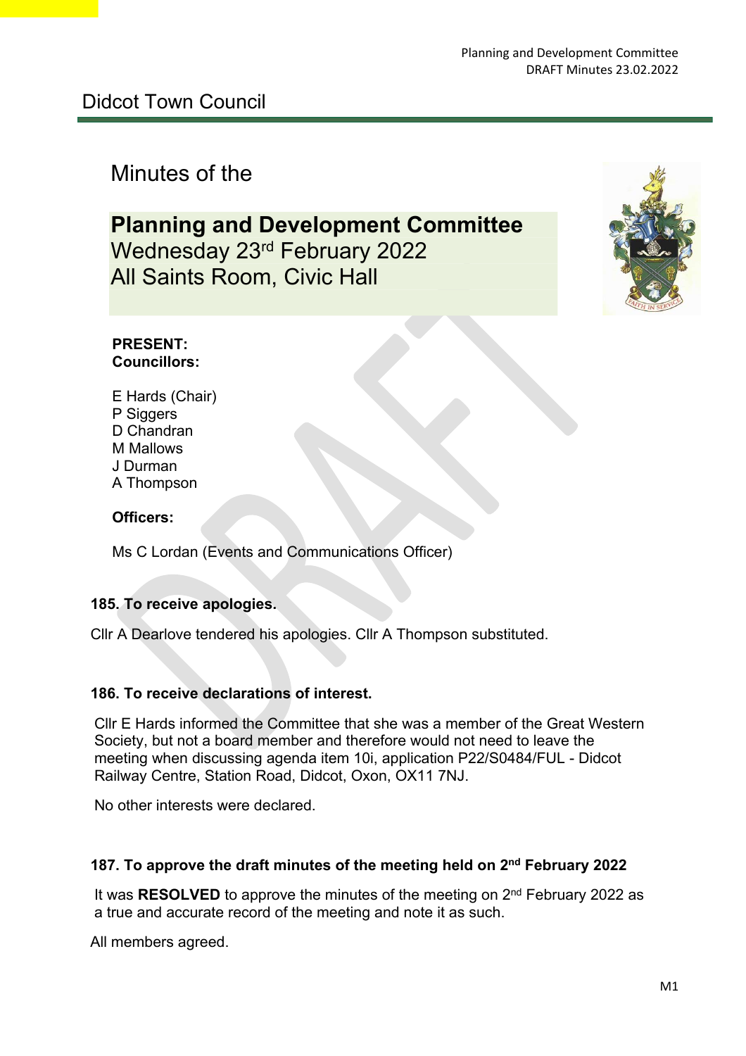# Didcot Town Council

Minutes of the

## Planning and Development Committee

Wednesday 23rd February 2022
All Saints Room, Civic Hall

**PRESENT:**
**Councillors:**

E Hards (Chair)
P Siggers
D Chandran
M Mallows
J Durman
A Thompson

**Officers:**

Ms C Lordan (Events and Communications Officer)

### 185. To receive apologies.

Cllr A Dearlove tendered his apologies. Cllr A Thompson substituted.

### 186. To receive declarations of interest.

Cllr E Hards informed the Committee that she was a member of the Great Western Society, but not a board member and therefore would not need to leave the meeting when discussing agenda item 10i, application P22/S0484/FUL - Didcot Railway Centre, Station Road, Didcot, Oxon, OX11 7NJ.

No other interests were declared.

### 187. To approve the draft minutes of the meeting held on 2nd February 2022

It was **RESOLVED** to approve the minutes of the meeting on 2nd February 2022 as a true and accurate record of the meeting and note it as such.

All members agreed.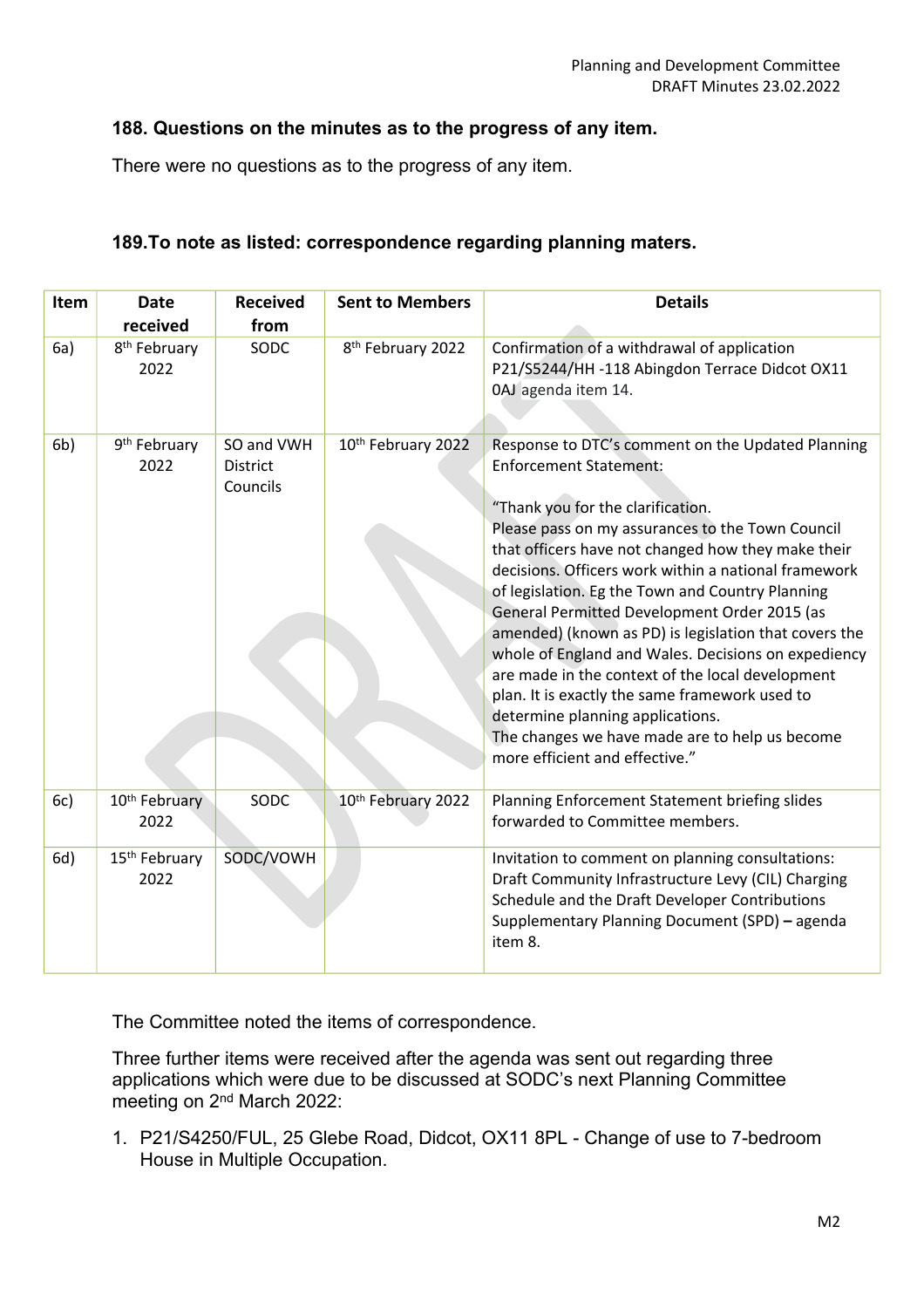### 188. Questions on the minutes as to the progress of any item.

There were no questions as to the progress of any item.

### 189.To note as listed: correspondence regarding planning maters.

| Item | Date received | Received from | Sent to Members | Details |
|---|---|---|---|---|
| 6a) | 8th February 2022 | SODC | 8th February 2022 | Confirmation of a withdrawal of application P21/S5244/HH -118 Abingdon Terrace Didcot OX11 0AJ agenda item 14. |
| 6b) | 9th February 2022 | SO and VWH District Councils | 10th February 2022 | Response to DTC's comment on the Updated Planning Enforcement Statement:<br><br>"Thank you for the clarification.<br>Please pass on my assurances to the Town Council that officers have not changed how they make their decisions. Officers work within a national framework of legislation. Eg the Town and Country Planning General Permitted Development Order 2015 (as amended) (known as PD) is legislation that covers the whole of England and Wales. Decisions on expediency are made in the context of the local development plan. It is exactly the same framework used to determine planning applications.<br>The changes we have made are to help us become more efficient and effective." |
| 6c) | 10th February 2022 | SODC | 10th February 2022 | Planning Enforcement Statement briefing slides forwarded to Committee members. |
| 6d) | 15th February 2022 | SODC/VOWH | | Invitation to comment on planning consultations: Draft Community Infrastructure Levy (CIL) Charging Schedule and the Draft Developer Contributions Supplementary Planning Document (SPD) **–** agenda item 8. |

The Committee noted the items of correspondence.

Three further items were received after the agenda was sent out regarding three applications which were due to be discussed at SODC's next Planning Committee meeting on 2nd March 2022:

1. P21/S4250/FUL, 25 Glebe Road, Didcot, OX11 8PL - Change of use to 7-bedroom House in Multiple Occupation.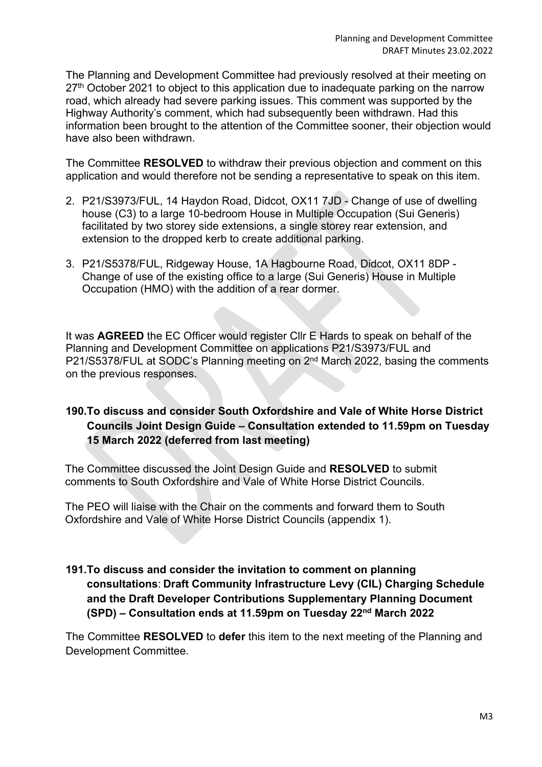The Planning and Development Committee had previously resolved at their meeting on 27th October 2021 to object to this application due to inadequate parking on the narrow road, which already had severe parking issues. This comment was supported by the Highway Authority's comment, which had subsequently been withdrawn. Had this information been brought to the attention of the Committee sooner, their objection would have also been withdrawn.

The Committee **RESOLVED** to withdraw their previous objection and comment on this application and would therefore not be sending a representative to speak on this item.

2. P21/S3973/FUL, 14 Haydon Road, Didcot, OX11 7JD - Change of use of dwelling house (C3) to a large 10-bedroom House in Multiple Occupation (Sui Generis) facilitated by two storey side extensions, a single storey rear extension, and extension to the dropped kerb to create additional parking.

3. P21/S5378/FUL, Ridgeway House, 1A Hagbourne Road, Didcot, OX11 8DP - Change of use of the existing office to a large (Sui Generis) House in Multiple Occupation (HMO) with the addition of a rear dormer.

It was **AGREED** the EC Officer would register Cllr E Hards to speak on behalf of the Planning and Development Committee on applications P21/S3973/FUL and P21/S5378/FUL at SODC's Planning meeting on 2nd March 2022, basing the comments on the previous responses.

## 190. To discuss and consider South Oxfordshire and Vale of White Horse District Councils Joint Design Guide – Consultation extended to 11.59pm on Tuesday 15 March 2022 (deferred from last meeting)

The Committee discussed the Joint Design Guide and **RESOLVED** to submit comments to South Oxfordshire and Vale of White Horse District Councils.

The PEO will liaise with the Chair on the comments and forward them to South Oxfordshire and Vale of White Horse District Councils (appendix 1).

## 191. To discuss and consider the invitation to comment on planning consultations: Draft Community Infrastructure Levy (CIL) Charging Schedule and the Draft Developer Contributions Supplementary Planning Document (SPD) – Consultation ends at 11.59pm on Tuesday 22nd March 2022

The Committee **RESOLVED** to **defer** this item to the next meeting of the Planning and Development Committee.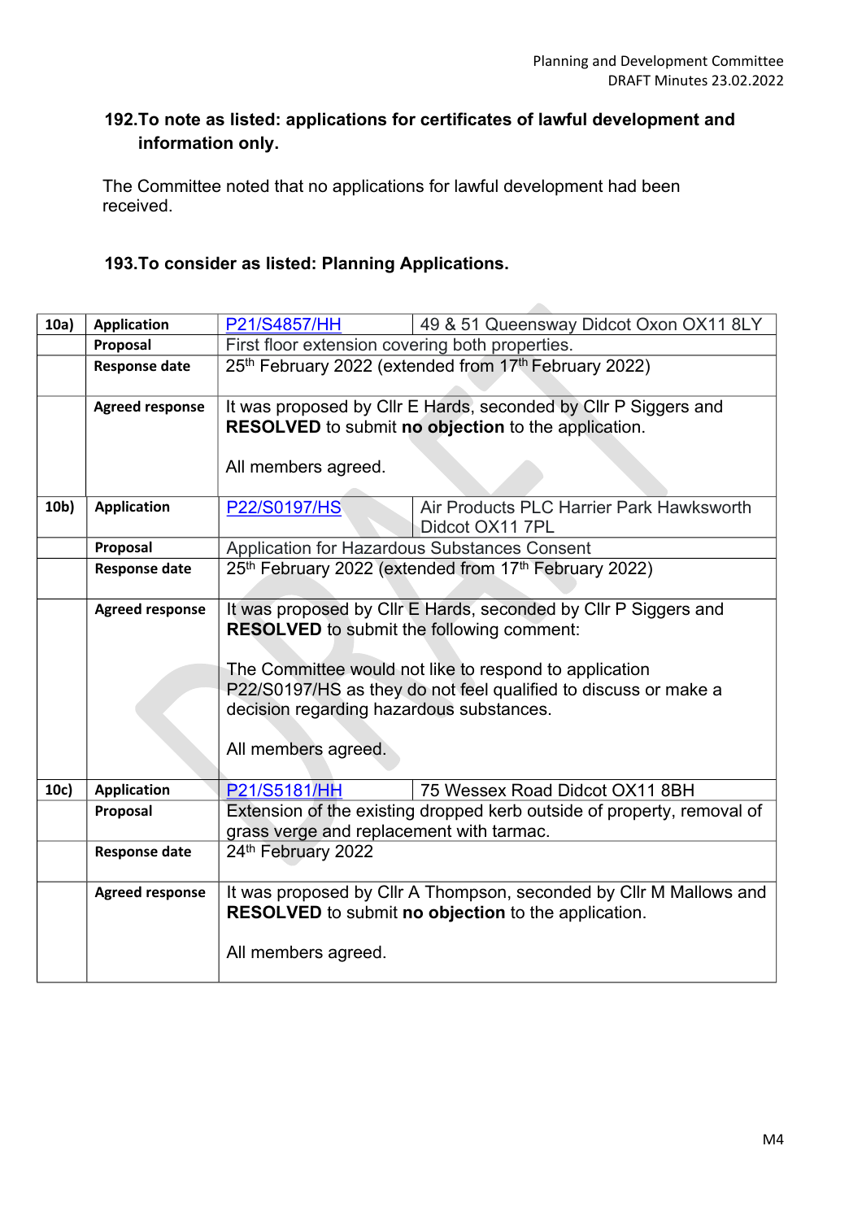### 192. To note as listed: applications for certificates of lawful development and information only.

The Committee noted that no applications for lawful development had been received.

### 193. To consider as listed: Planning Applications.

| | | | |
|---|---|---|---|
| **10a)** | **Application** | P21/S4857/HH | 49 & 51 Queensway Didcot Oxon OX11 8LY |
| | **Proposal** | First floor extension covering both properties. | |
| | **Response date** | 25th February 2022 (extended from 17th February 2022) | |
| | **Agreed response** | It was proposed by Cllr E Hards, seconded by Cllr P Siggers and **RESOLVED** to submit **no objection** to the application.<br><br>All members agreed. | |
| **10b)** | **Application** | P22/S0197/HS | Air Products PLC Harrier Park Hawksworth Didcot OX11 7PL |
| | **Proposal** | Application for Hazardous Substances Consent | |
| | **Response date** | 25th February 2022 (extended from 17th February 2022) | |
| | **Agreed response** | It was proposed by Cllr E Hards, seconded by Cllr P Siggers and **RESOLVED** to submit the following comment:<br><br>The Committee would not like to respond to application P22/S0197/HS as they do not feel qualified to discuss or make a decision regarding hazardous substances.<br><br>All members agreed. | |
| **10c)** | **Application** | P21/S5181/HH | 75 Wessex Road Didcot OX11 8BH |
| | **Proposal** | Extension of the existing dropped kerb outside of property, removal of grass verge and replacement with tarmac. | |
| | **Response date** | 24th February 2022 | |
| | **Agreed response** | It was proposed by Cllr A Thompson, seconded by Cllr M Mallows and **RESOLVED** to submit **no objection** to the application.<br><br>All members agreed. | |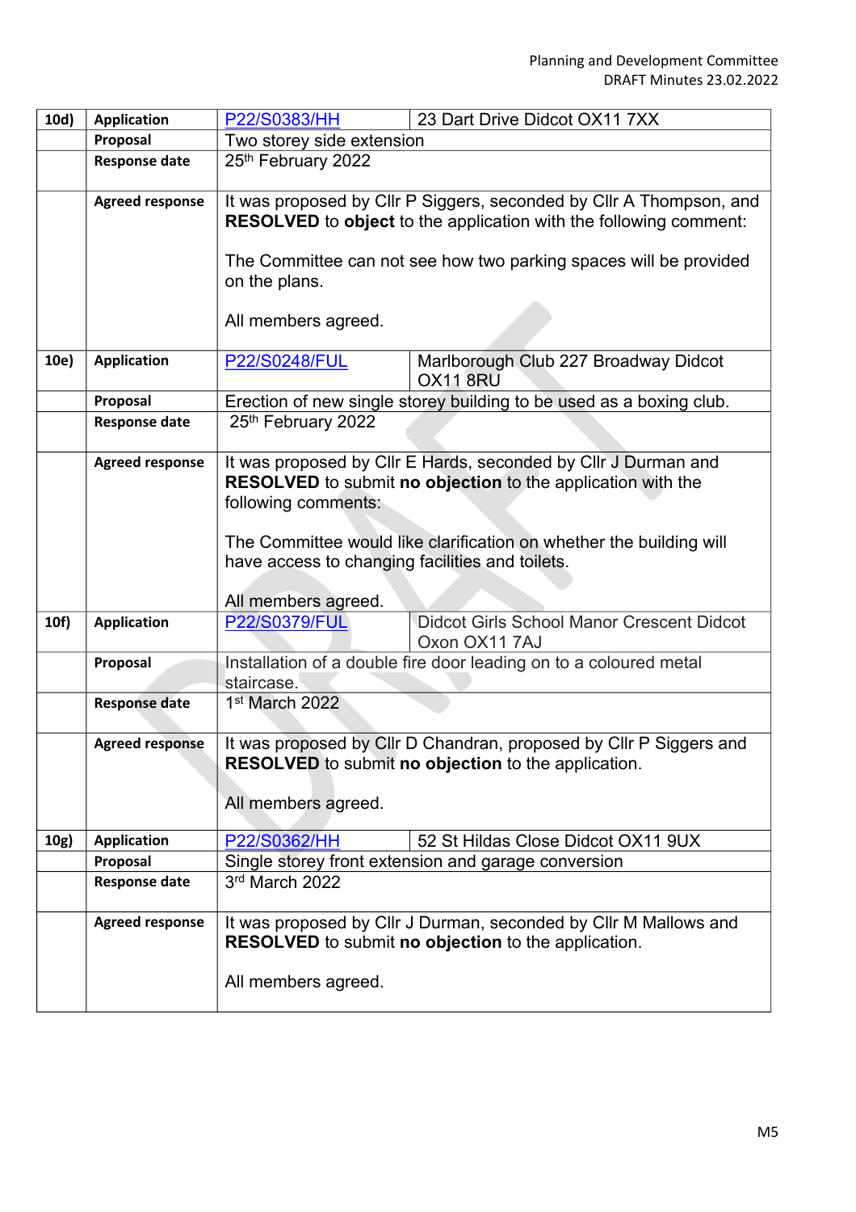| | | | |
|---|---|---|---|
| **10d)** | **Application** | P22/S0383/HH | 23 Dart Drive Didcot OX11 7XX |
| | **Proposal** | Two storey side extension | |
| | **Response date** | 25th February 2022 | |
| | **Agreed response** | It was proposed by Cllr P Siggers, seconded by Cllr A Thompson, and **RESOLVED** to **object** to the application with the following comment:<br><br>The Committee can not see how two parking spaces will be provided on the plans.<br><br>All members agreed. | |
| **10e)** | **Application** | P22/S0248/FUL | Marlborough Club 227 Broadway Didcot OX11 8RU |
| | **Proposal** | Erection of new single storey building to be used as a boxing club. | |
| | **Response date** | 25th February 2022 | |
| | **Agreed response** | It was proposed by Cllr E Hards, seconded by Cllr J Durman and **RESOLVED** to submit **no objection** to the application with the following comments:<br><br>The Committee would like clarification on whether the building will have access to changing facilities and toilets.<br><br>All members agreed. | |
| **10f)** | **Application** | P22/S0379/FUL | Didcot Girls School Manor Crescent Didcot Oxon OX11 7AJ |
| | **Proposal** | Installation of a double fire door leading on to a coloured metal staircase. | |
| | **Response date** | 1st March 2022 | |
| | **Agreed response** | It was proposed by Cllr D Chandran, proposed by Cllr P Siggers and **RESOLVED** to submit **no objection** to the application.<br><br>All members agreed. | |
| **10g)** | **Application** | P22/S0362/HH | 52 St Hildas Close Didcot OX11 9UX |
| | **Proposal** | Single storey front extension and garage conversion | |
| | **Response date** | 3rd March 2022 | |
| | **Agreed response** | It was proposed by Cllr J Durman, seconded by Cllr M Mallows and **RESOLVED** to submit **no objection** to the application.<br><br>All members agreed. | |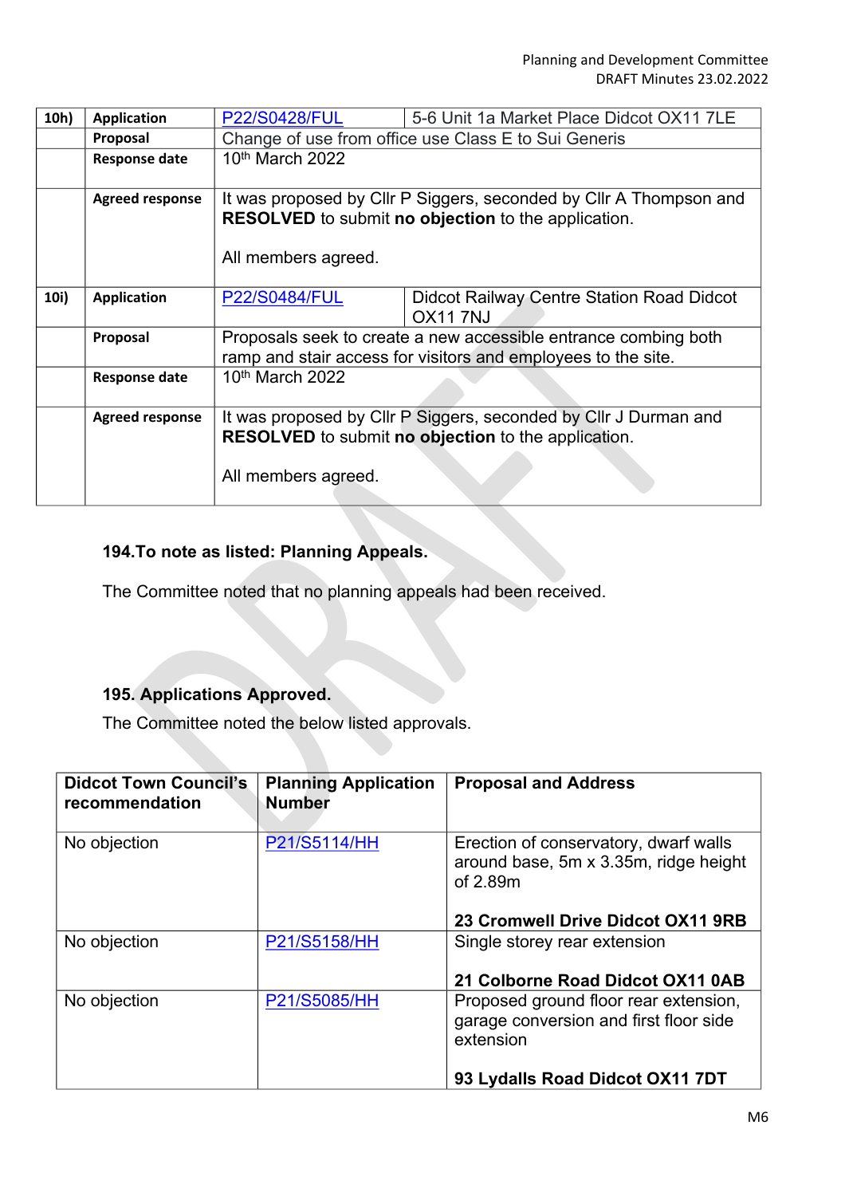| | | | |
|---|---|---|---|
| **10h)** | **Application** | P22/S0428/FUL | 5-6 Unit 1a Market Place Didcot OX11 7LE |
| | **Proposal** | Change of use from office use Class E to Sui Generis | |
| | **Response date** | 10th March 2022 | |
| | **Agreed response** | It was proposed by Cllr P Siggers, seconded by Cllr A Thompson and **RESOLVED** to submit **no objection** to the application.<br><br>All members agreed. | |
| **10i)** | **Application** | P22/S0484/FUL | Didcot Railway Centre Station Road Didcot OX11 7NJ |
| | **Proposal** | Proposals seek to create a new accessible entrance combing both ramp and stair access for visitors and employees to the site. | |
| | **Response date** | 10th March 2022 | |
| | **Agreed response** | It was proposed by Cllr P Siggers, seconded by Cllr J Durman and **RESOLVED** to submit **no objection** to the application.<br><br>All members agreed. | |

**194.To note as listed: Planning Appeals.**

The Committee noted that no planning appeals had been received.

**195. Applications Approved.**

The Committee noted the below listed approvals.

| Didcot Town Council's recommendation | Planning Application Number | Proposal and Address |
|---|---|---|
| No objection | P21/S5114/HH | Erection of conservatory, dwarf walls around base, 5m x 3.35m, ridge height of 2.89m<br><br>**23 Cromwell Drive Didcot OX11 9RB** |
| No objection | P21/S5158/HH | Single storey rear extension<br><br>**21 Colborne Road Didcot OX11 0AB** |
| No objection | P21/S5085/HH | Proposed ground floor rear extension, garage conversion and first floor side extension<br><br>**93 Lydalls Road Didcot OX11 7DT** |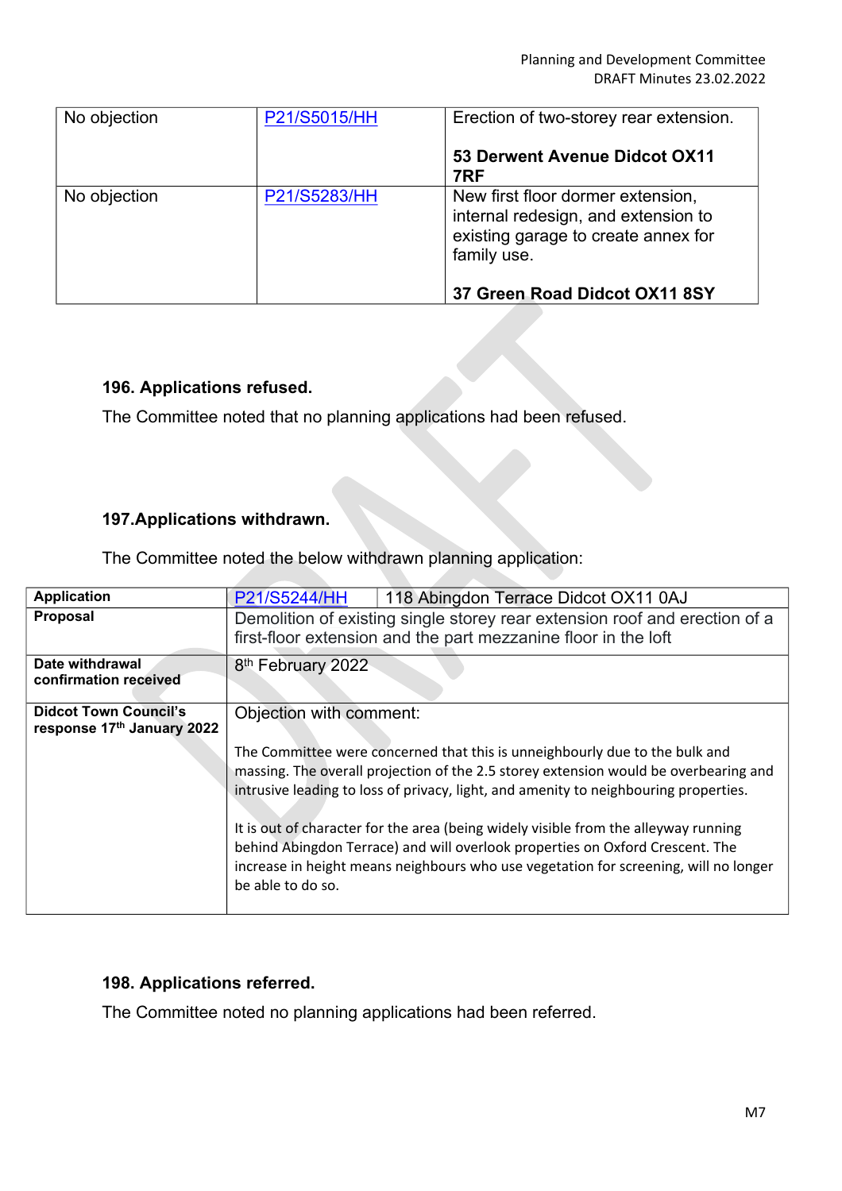| No objection | P21/S5015/HH | Erection of two-storey rear extension.<br><br>**53 Derwent Avenue Didcot OX11 7RF** |
|---|---|---|
| No objection | P21/S5283/HH | New first floor dormer extension, internal redesign, and extension to existing garage to create annex for family use.<br><br>**37 Green Road Didcot OX11 8SY** |

### 196. Applications refused.

The Committee noted that no planning applications had been refused.

### 197.Applications withdrawn.

The Committee noted the below withdrawn planning application:

| **Application** | P21/S5244/HH | 118 Abingdon Terrace Didcot OX11 0AJ |
|---|---|---|
| **Proposal** | Demolition of existing single storey rear extension roof and erection of a first-floor extension and the part mezzanine floor in the loft | |
| **Date withdrawal confirmation received** | 8th February 2022 | |
| **Didcot Town Council's response 17th January 2022** | Objection with comment:<br><br>The Committee were concerned that this is unneighbourly due to the bulk and massing. The overall projection of the 2.5 storey extension would be overbearing and intrusive leading to loss of privacy, light, and amenity to neighbouring properties.<br><br>It is out of character for the area (being widely visible from the alleyway running behind Abingdon Terrace) and will overlook properties on Oxford Crescent. The increase in height means neighbours who use vegetation for screening, will no longer be able to do so. | |

### 198. Applications referred.

The Committee noted no planning applications had been referred.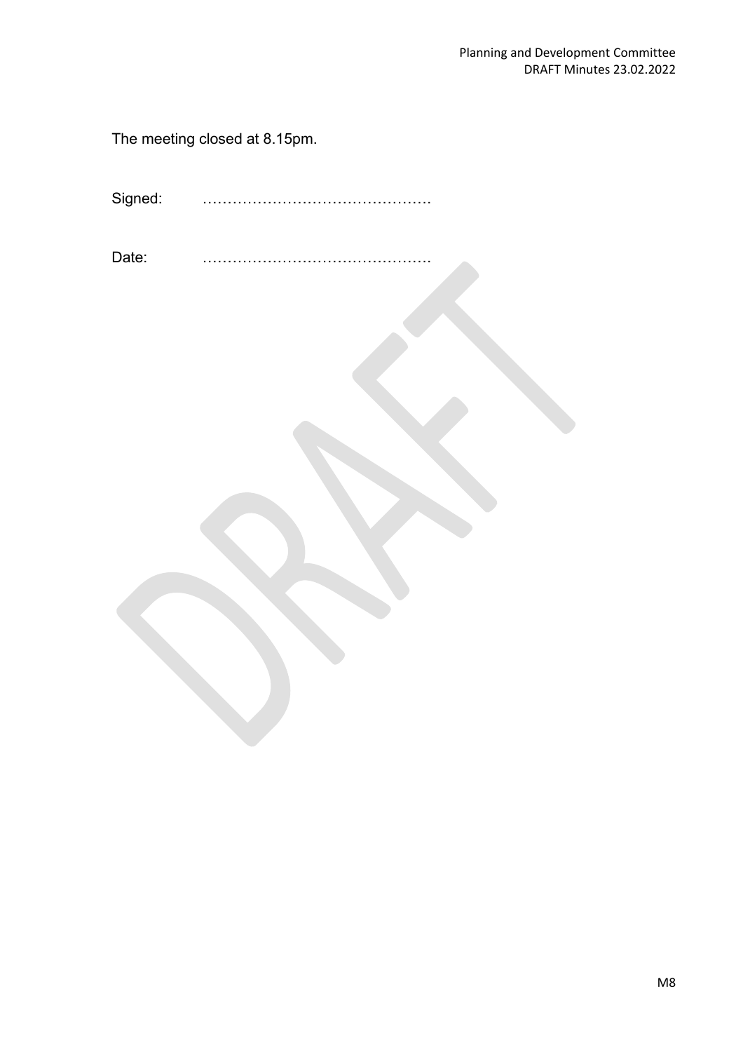The meeting closed at 8.15pm.

Signed: ……………………………………….

Date: ……………………………………….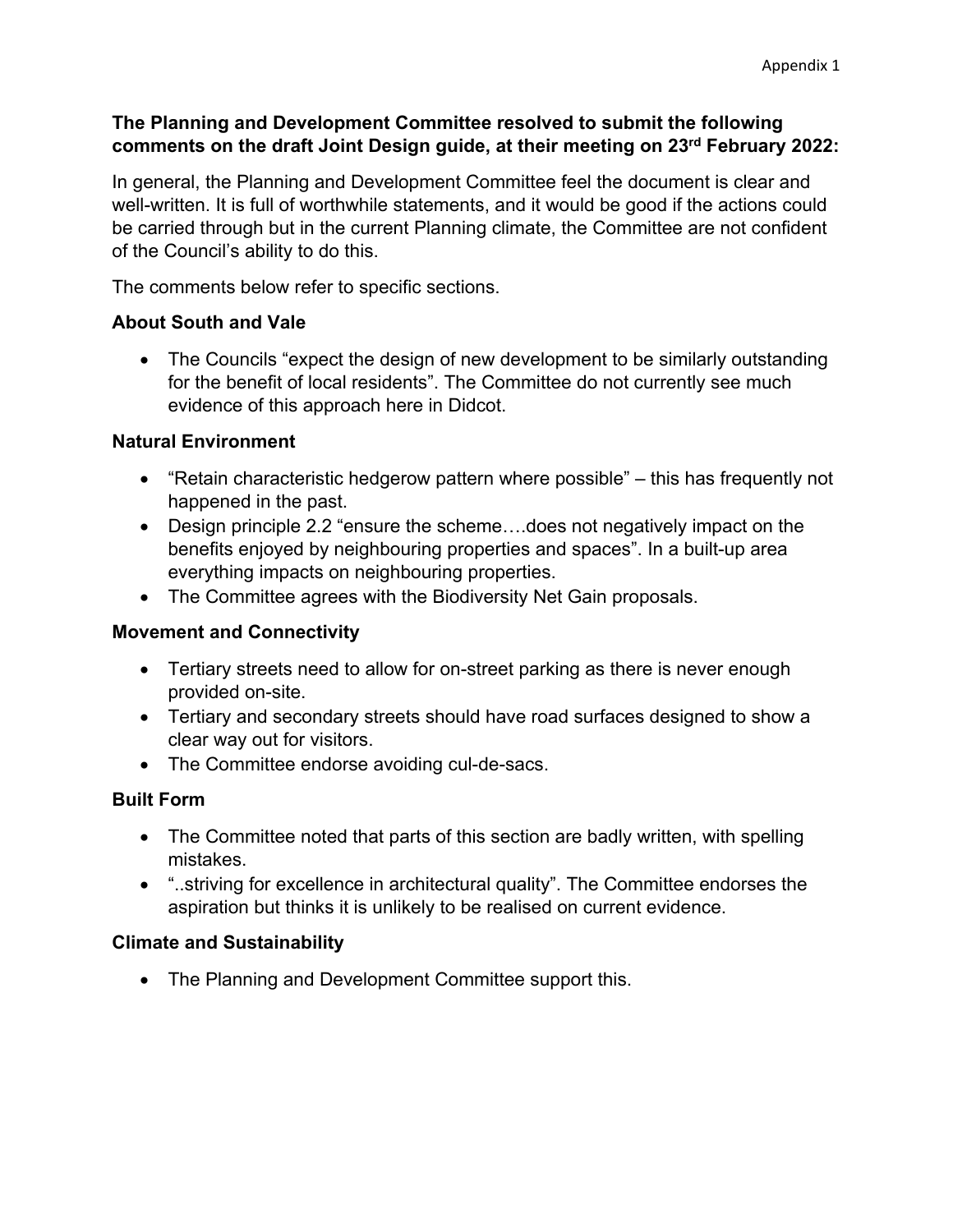Appendix 1

**The Planning and Development Committee resolved to submit the following comments on the draft Joint Design guide, at their meeting on 23rd February 2022:**

In general, the Planning and Development Committee feel the document is clear and well-written. It is full of worthwhile statements, and it would be good if the actions could be carried through but in the current Planning climate, the Committee are not confident of the Council's ability to do this.

The comments below refer to specific sections.

**About South and Vale**

- The Councils "expect the design of new development to be similarly outstanding for the benefit of local residents". The Committee do not currently see much evidence of this approach here in Didcot.

**Natural Environment**

- "Retain characteristic hedgerow pattern where possible" – this has frequently not happened in the past.
- Design principle 2.2 "ensure the scheme….does not negatively impact on the benefits enjoyed by neighbouring properties and spaces". In a built-up area everything impacts on neighbouring properties.
- The Committee agrees with the Biodiversity Net Gain proposals.

**Movement and Connectivity**

- Tertiary streets need to allow for on-street parking as there is never enough provided on-site.
- Tertiary and secondary streets should have road surfaces designed to show a clear way out for visitors.
- The Committee endorse avoiding cul-de-sacs.

**Built Form**

- The Committee noted that parts of this section are badly written, with spelling mistakes.
- "..striving for excellence in architectural quality". The Committee endorses the aspiration but thinks it is unlikely to be realised on current evidence.

**Climate and Sustainability**

- The Planning and Development Committee support this.